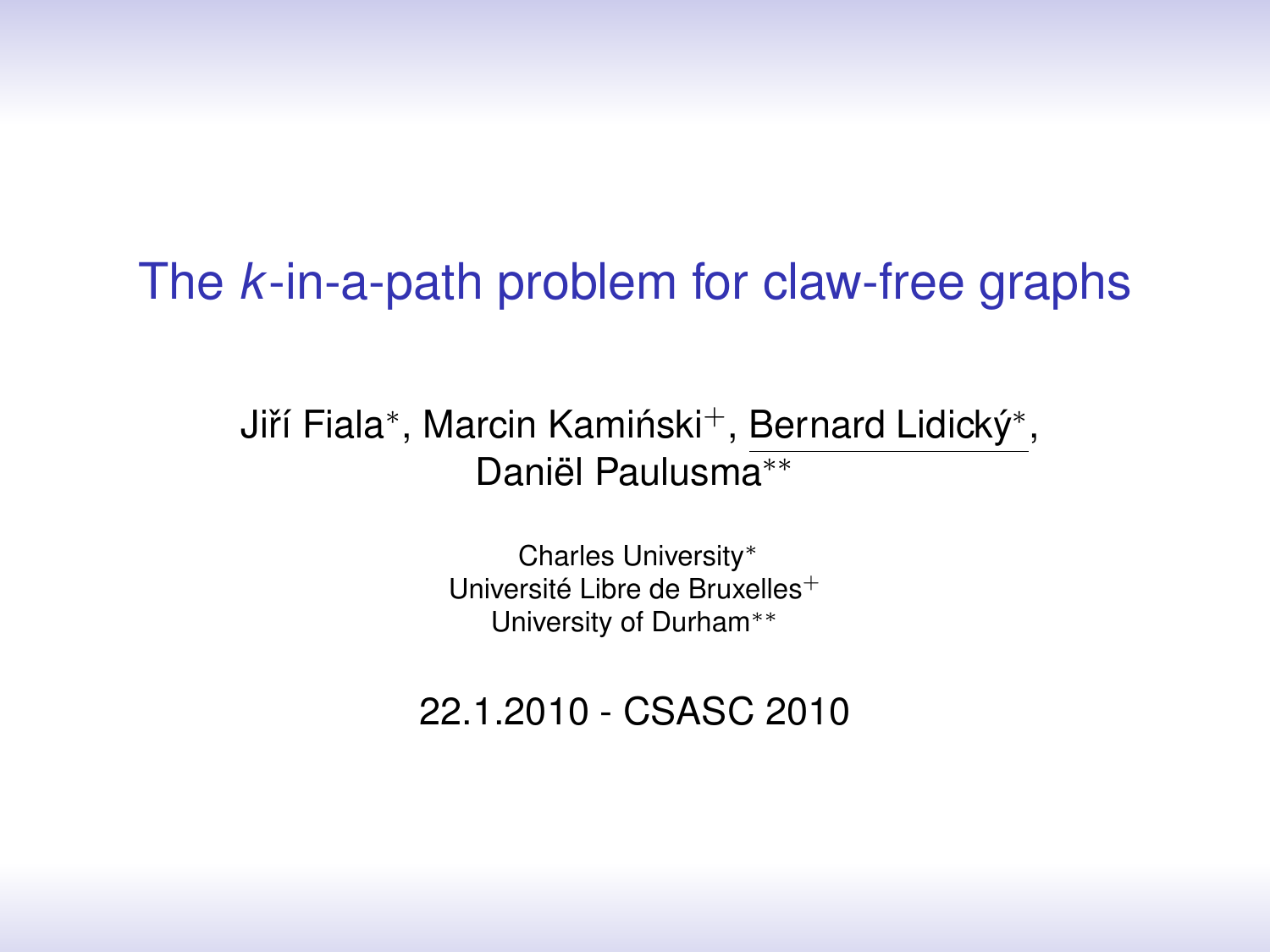# The *k*-in-a-path problem for claw-free graphs

Jiří Fiala*, Marcin Kamiński+, Bernard Lidický*,
Daniël Paulusma**

Charles University*
Université Libre de Bruxelles+
University of Durham**

22.1.2010 - CSASC 2010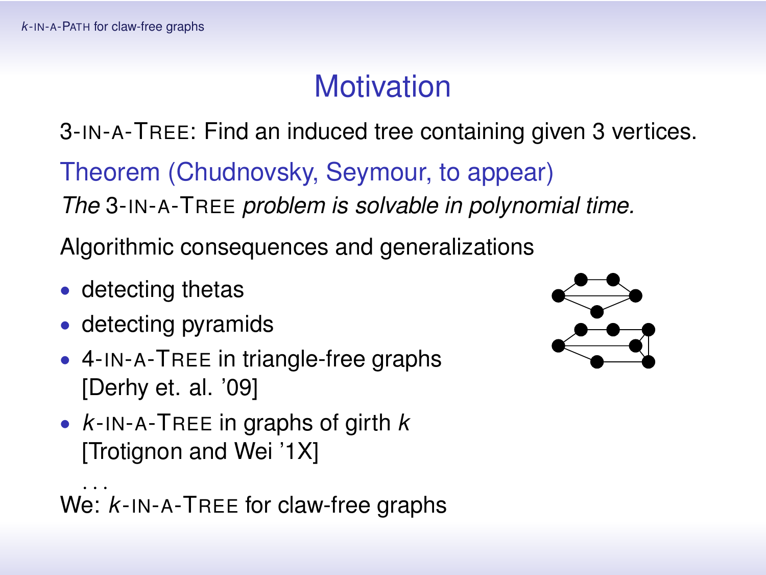# Motivation

3-IN-A-TREE: Find an induced tree containing given 3 vertices.

**Theorem (Chudnovsky, Seymour, to appear)**

*The* 3-IN-A-TREE *problem is solvable in polynomial time.*

Algorithmic consequences and generalizations

- detecting thetas
- detecting pyramids
- 4-IN-A-TREE in triangle-free graphs [Derhy et. al. '09]
- $k$-IN-A-TREE in graphs of girth $k$ [Trotignon and Wei '1X]

...

We: $k$-IN-A-TREE for claw-free graphs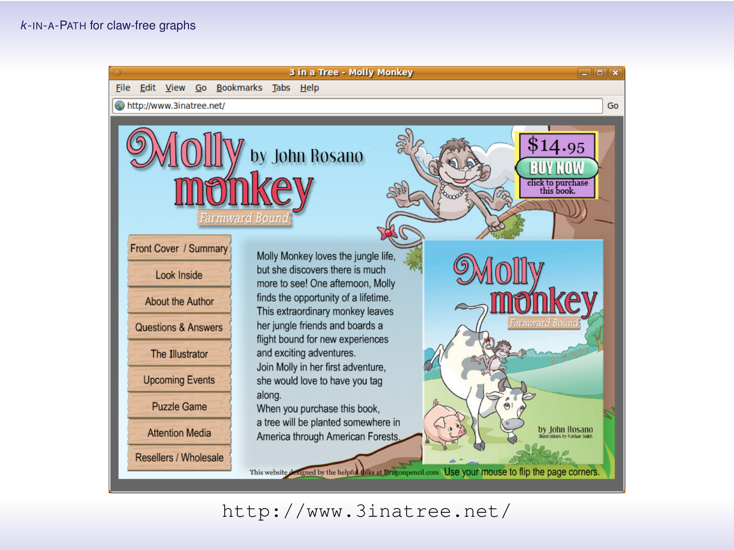# $k$-IN-A-PATH for claw-free graphs

http://www.3inatree.net/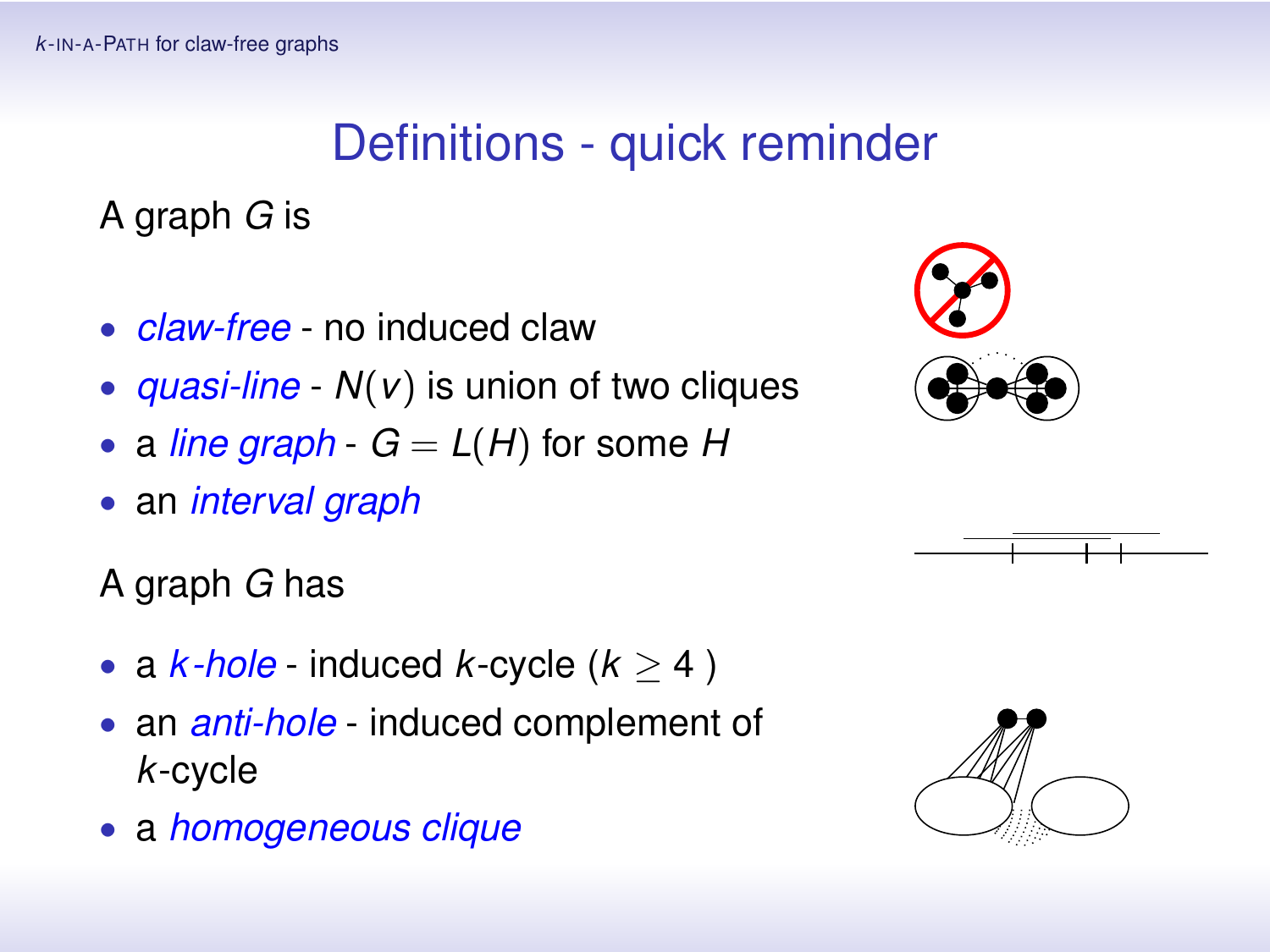# Definitions - quick reminder

A graph $G$ is

- *claw-free* - no induced claw
- *quasi-line* - $N(v)$ is union of two cliques
- a *line graph* - $G = L(H)$ for some $H$
- an *interval graph*

A graph $G$ has

- a *$k$-hole* - induced $k$-cycle ($k \geq 4$ )
- an *anti-hole* - induced complement of $k$-cycle
- a *homogeneous clique*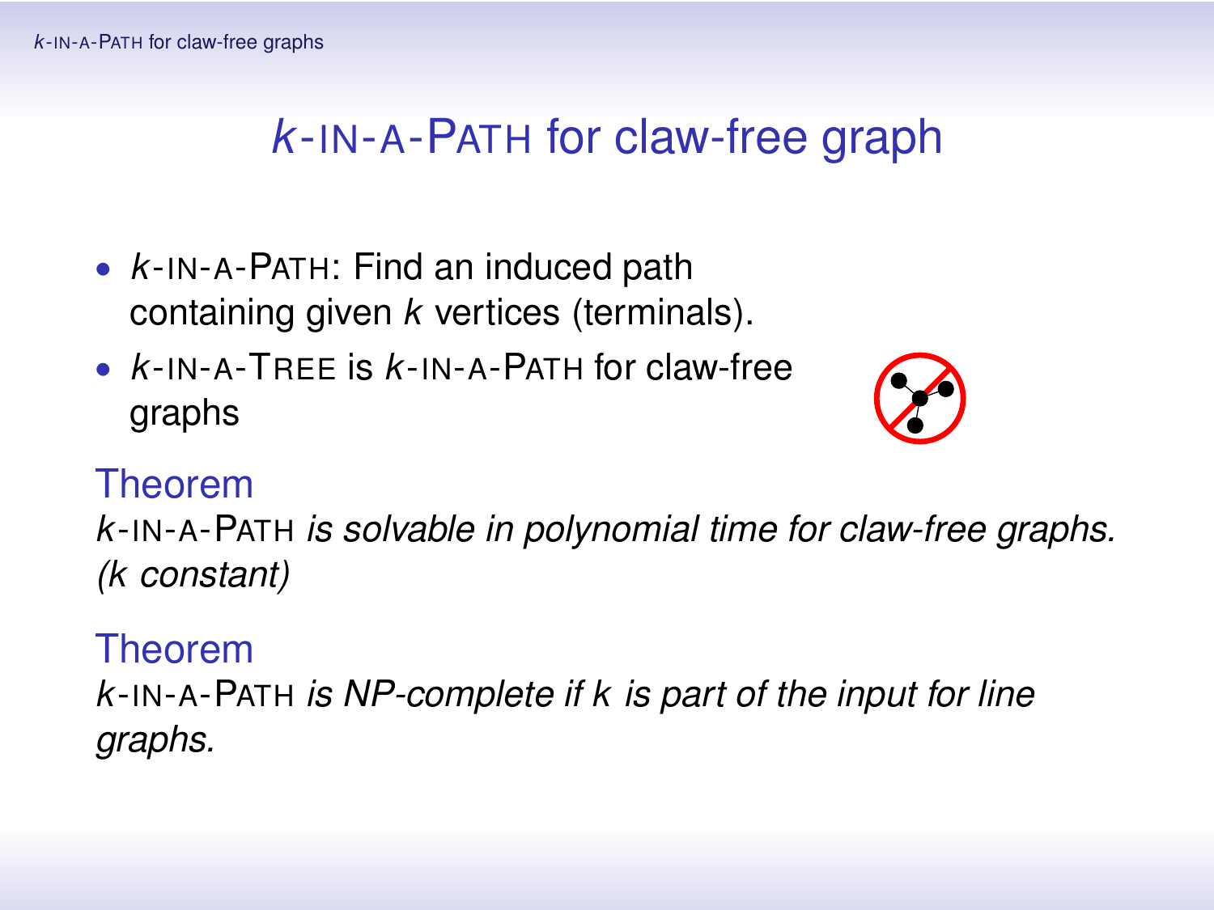# $k$-IN-A-PATH for claw-free graph

- $k$-IN-A-PATH: Find an induced path containing given $k$ vertices (terminals).
- $k$-IN-A-TREE is $k$-IN-A-PATH for claw-free graphs

**Theorem**

*$k$-IN-A-PATH is solvable in polynomial time for claw-free graphs. ($k$ constant)*

**Theorem**

*$k$-IN-A-PATH is NP-complete if $k$ is part of the input for line graphs.*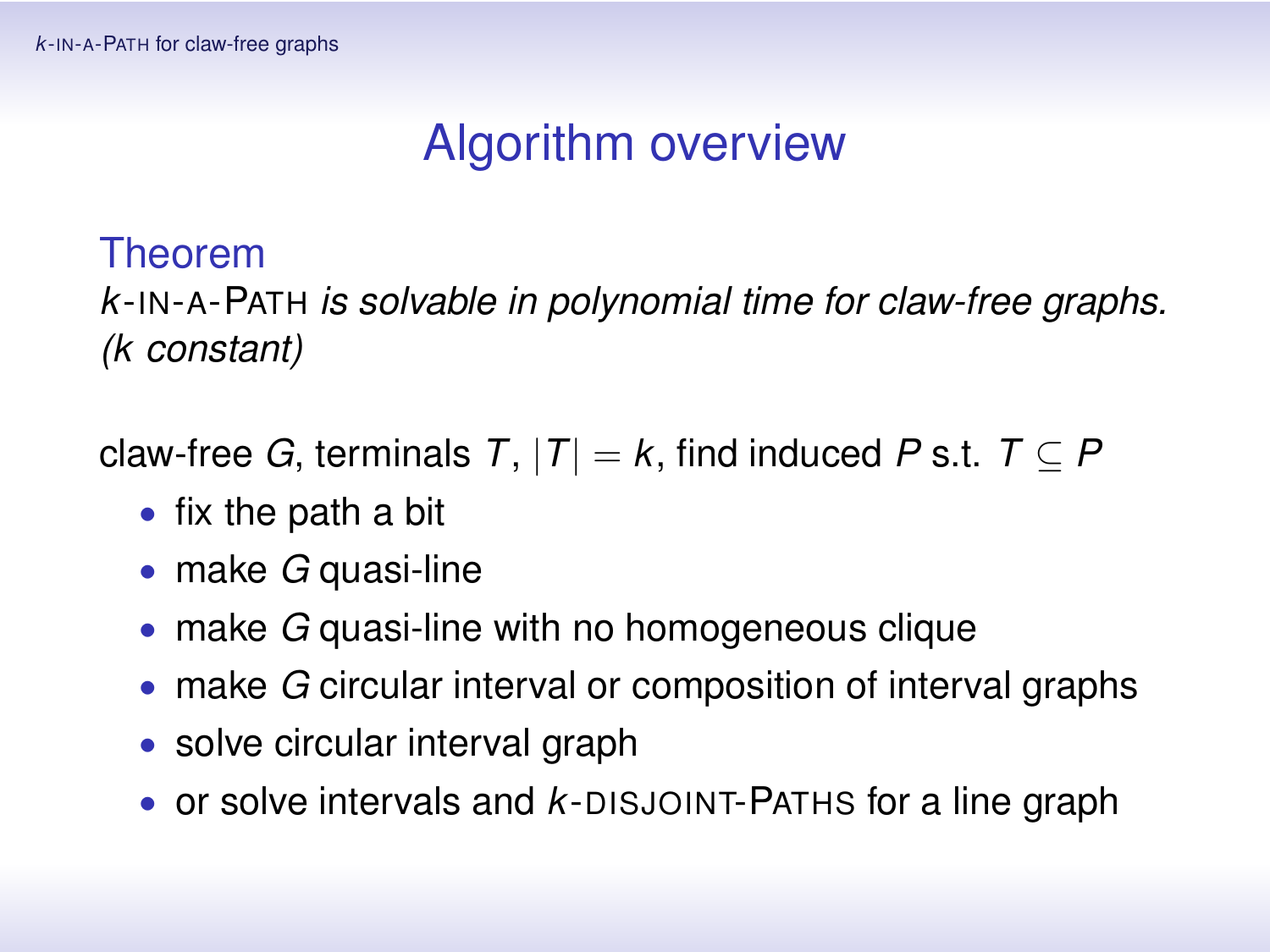# Algorithm overview

**Theorem**

*$k$-IN-A-PATH is solvable in polynomial time for claw-free graphs. ($k$ constant)*

claw-free $G$, terminals $T$, $|T| = k$, find induced $P$ s.t. $T \subseteq P$

- fix the path a bit
- make $G$ quasi-line
- make $G$ quasi-line with no homogeneous clique
- make $G$ circular interval or composition of interval graphs
- solve circular interval graph
- or solve intervals and $k$-DISJOINT-PATHS for a line graph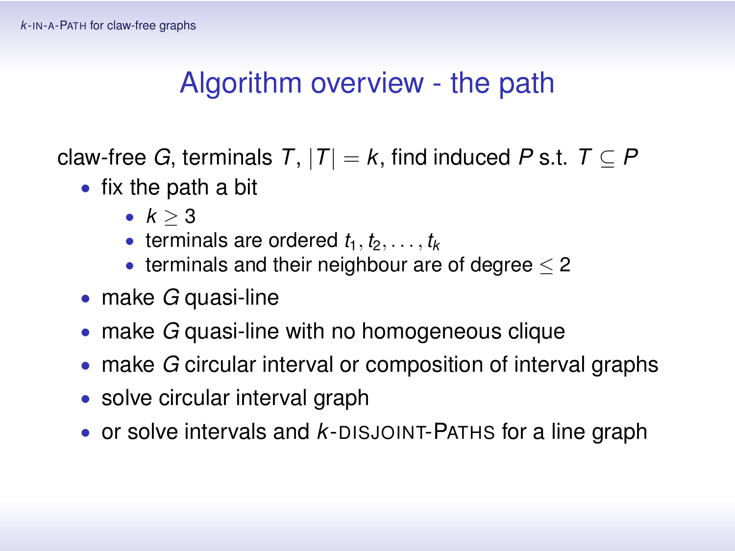# Algorithm overview - the path

claw-free $G$, terminals $T$, $|T| = k$, find induced $P$ s.t. $T \subseteq P$

- fix the path a bit
  - $k \geq 3$
  - terminals are ordered $t_1, t_2, \ldots, t_k$
  - terminals and their neighbour are of degree $\leq 2$
- make $G$ quasi-line
- make $G$ quasi-line with no homogeneous clique
- make $G$ circular interval or composition of interval graphs
- solve circular interval graph
- or solve intervals and $k$-DISJOINT-PATHS for a line graph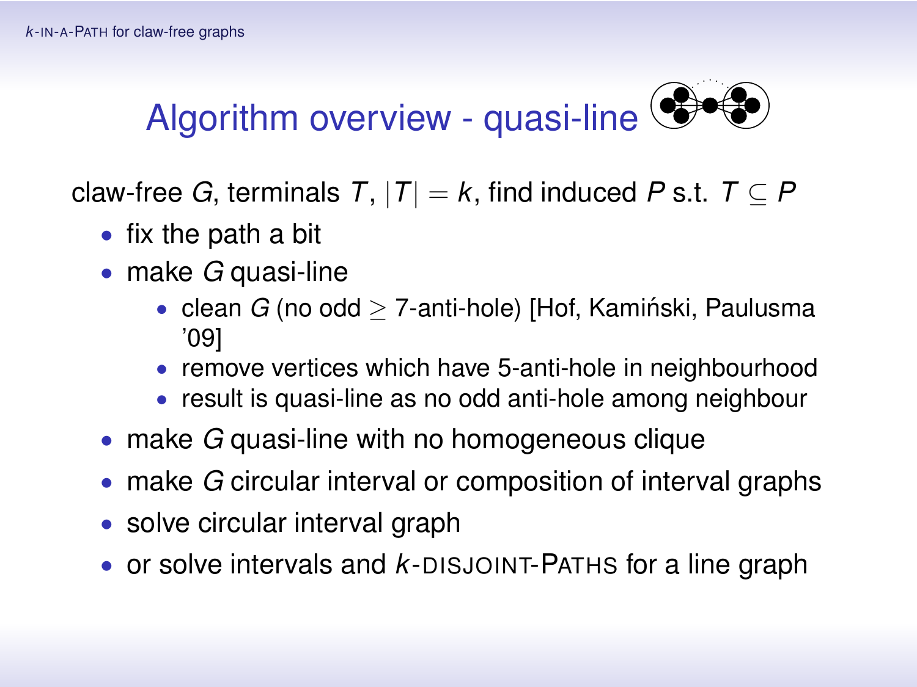# Algorithm overview - quasi-line

claw-free $G$, terminals $T$, $|T| = k$, find induced $P$ s.t. $T \subseteq P$

- fix the path a bit
- make $G$ quasi-line
  - clean $G$ (no odd $\geq$ 7-anti-hole) [Hof, Kamiński, Paulusma '09]
  - remove vertices which have 5-anti-hole in neighbourhood
  - result is quasi-line as no odd anti-hole among neighbour
- make $G$ quasi-line with no homogeneous clique
- make $G$ circular interval or composition of interval graphs
- solve circular interval graph
- or solve intervals and $k$-DISJOINT-PATHS for a line graph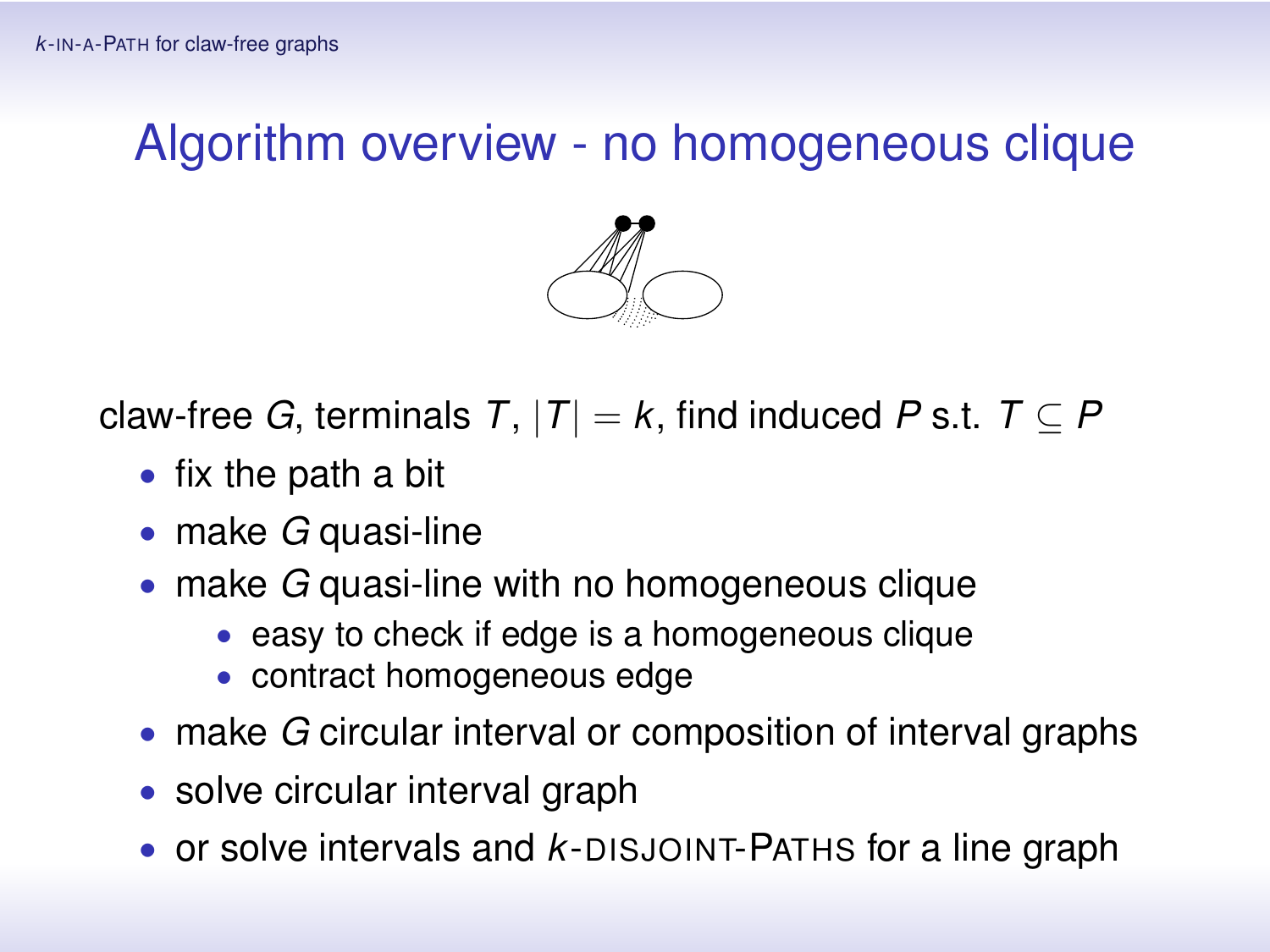# Algorithm overview - no homogeneous clique

claw-free $G$, terminals $T$, $|T| = k$, find induced $P$ s.t. $T \subseteq P$

- fix the path a bit
- make $G$ quasi-line
- make $G$ quasi-line with no homogeneous clique
  - easy to check if edge is a homogeneous clique
  - contract homogeneous edge
- make $G$ circular interval or composition of interval graphs
- solve circular interval graph
- or solve intervals and $k$-DISJOINT-PATHS for a line graph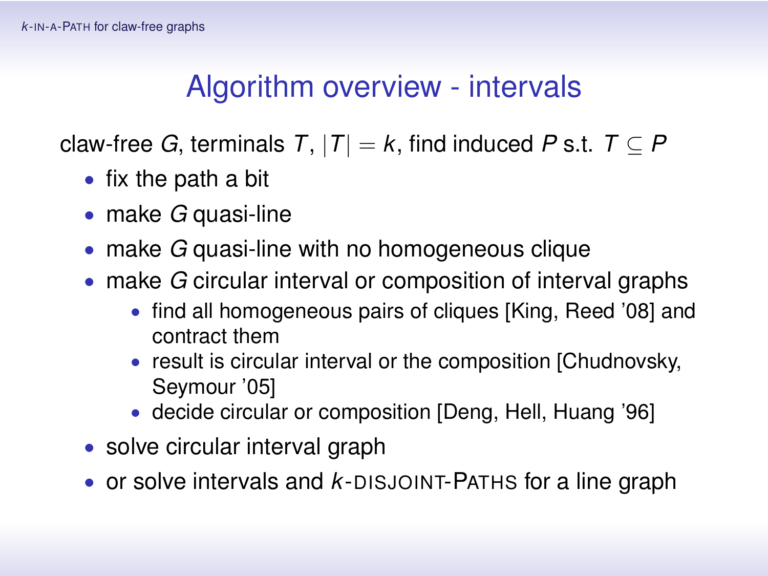# Algorithm overview - intervals

claw-free $G$, terminals $T$, $|T| = k$, find induced $P$ s.t. $T \subseteq P$

- fix the path a bit
- make $G$ quasi-line
- make $G$ quasi-line with no homogeneous clique
- make $G$ circular interval or composition of interval graphs
  - find all homogeneous pairs of cliques [King, Reed '08] and contract them
  - result is circular interval or the composition [Chudnovsky, Seymour '05]
  - decide circular or composition [Deng, Hell, Huang '96]
- solve circular interval graph
- or solve intervals and $k$-DISJOINT-PATHS for a line graph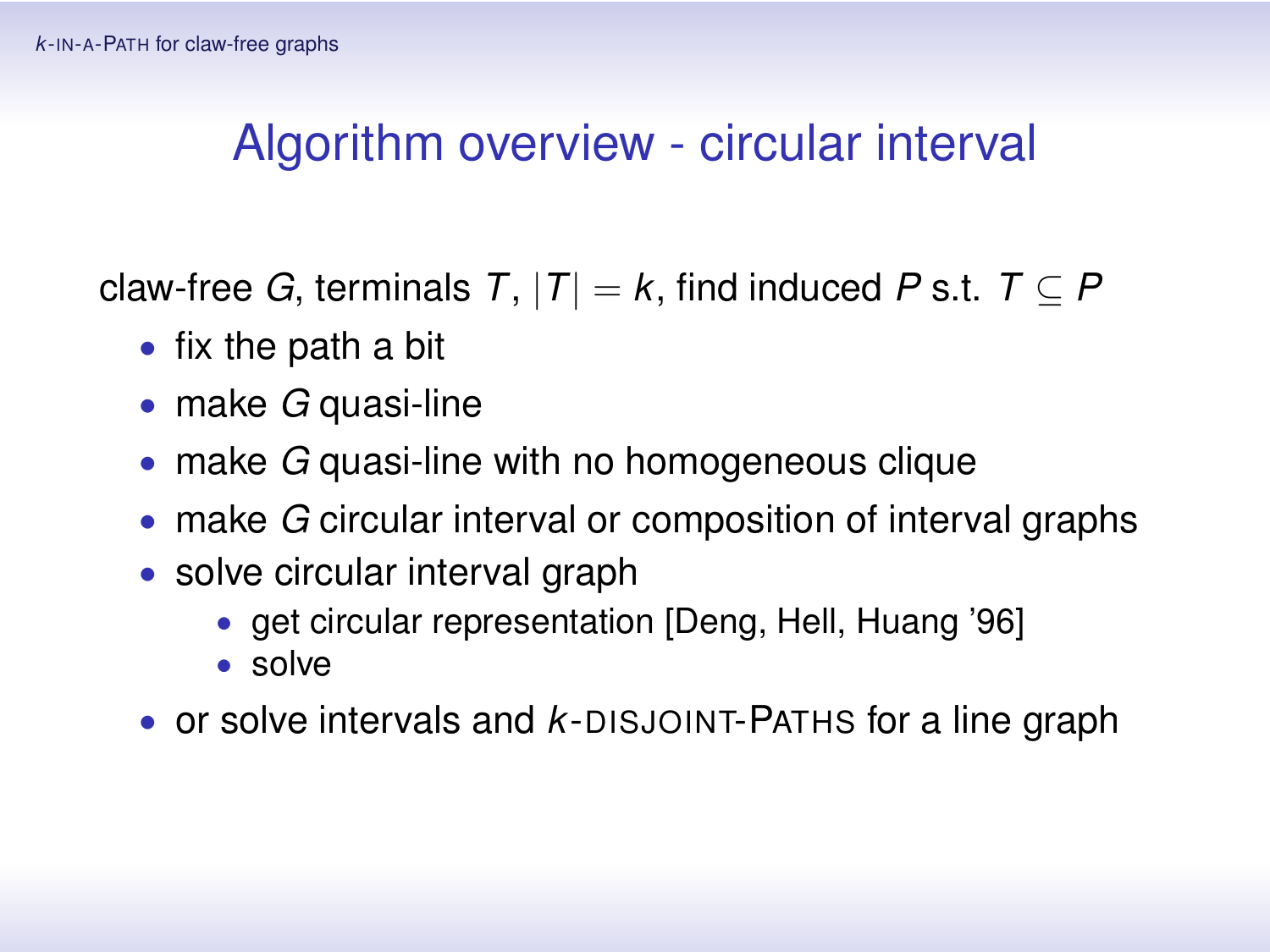# Algorithm overview - circular interval

claw-free $G$, terminals $T$, $|T| = k$, find induced $P$ s.t. $T \subseteq P$

- fix the path a bit
- make $G$ quasi-line
- make $G$ quasi-line with no homogeneous clique
- make $G$ circular interval or composition of interval graphs
- solve circular interval graph
  - get circular representation [Deng, Hell, Huang '96]
  - solve
- or solve intervals and $k$-DISJOINT-PATHS for a line graph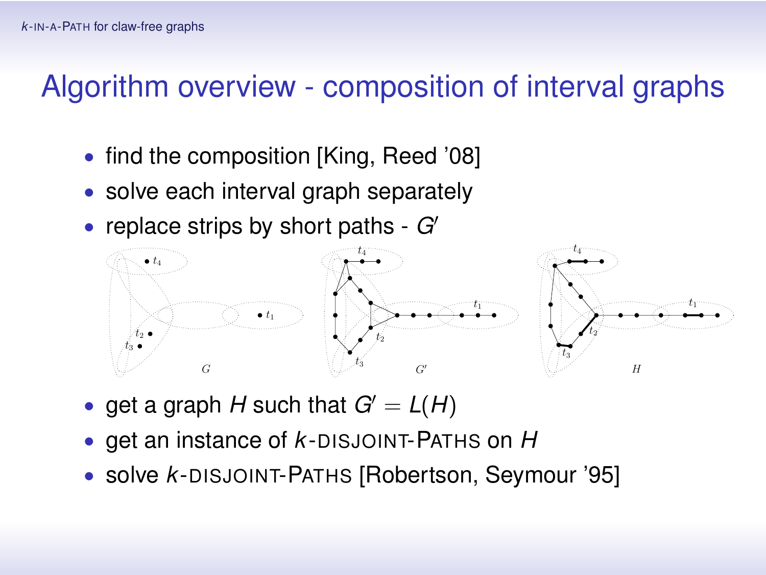# Algorithm overview - composition of interval graphs

- find the composition [King, Reed '08]
- solve each interval graph separately
- replace strips by short paths - $G'$
- get a graph $H$ such that $G' = L(H)$
- get an instance of $k$-DISJOINT-PATHS on $H$
- solve $k$-DISJOINT-PATHS [Robertson, Seymour '95]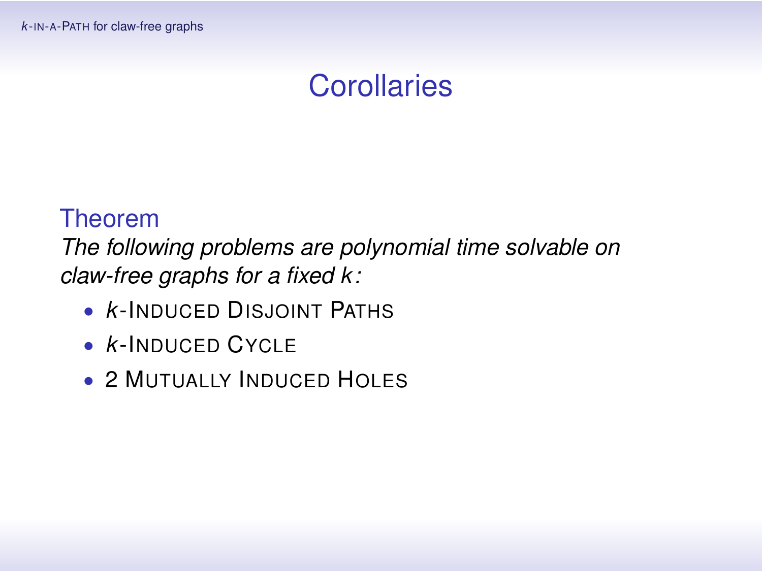# Corollaries

**Theorem**

*The following problems are polynomial time solvable on claw-free graphs for a fixed $k$:*

- $k$-INDUCED DISJOINT PATHS
- $k$-INDUCED CYCLE
- 2 MUTUALLY INDUCED HOLES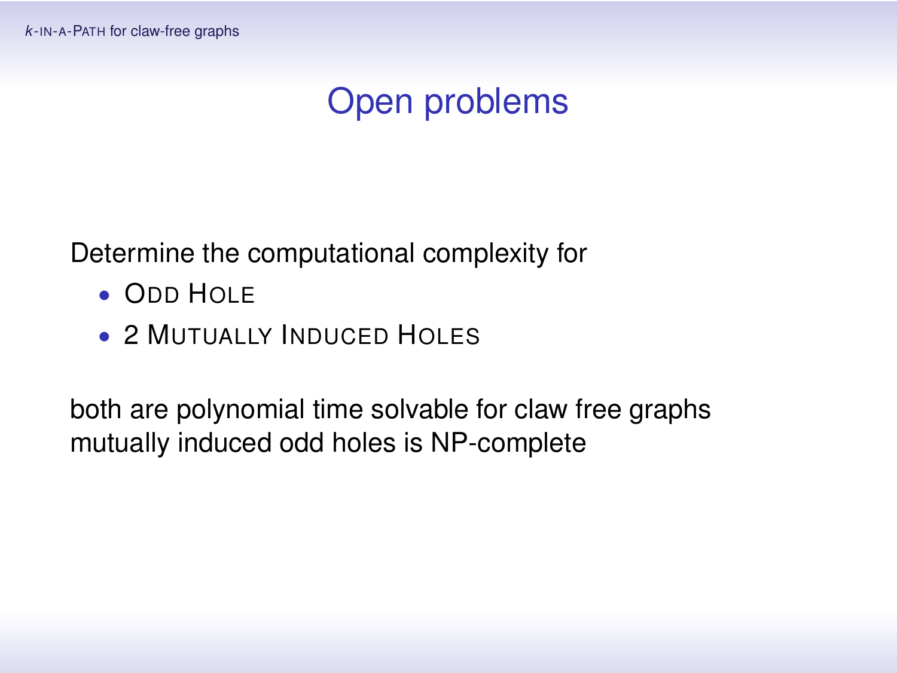# Open problems

Determine the computational complexity for

- ODD HOLE
- 2 MUTUALLY INDUCED HOLES

both are polynomial time solvable for claw free graphs
mutually induced odd holes is NP-complete